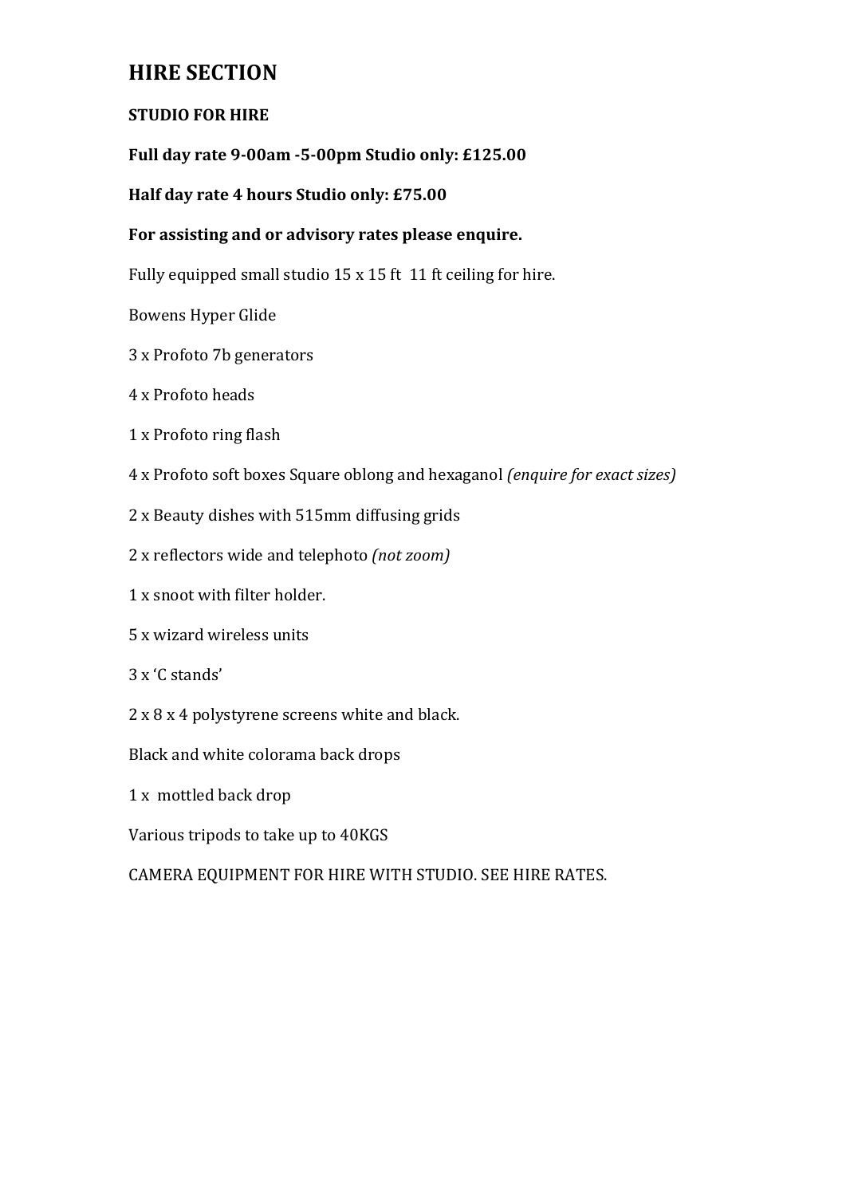# HIRE SECTION

**STUDIO FOR HIRE**

**Full day rate 9-00am -5-00pm Studio only: £125.00**

**Half day rate 4 hours Studio only: £75.00**

**For assisting and or advisory rates please enquire.**

Fully equipped small studio 15 x 15 ft  11 ft ceiling for hire.

Bowens Hyper Glide

3 x Profoto 7b generators

4 x Profoto heads

1 x Profoto ring flash

4 x Profoto soft boxes Square oblong and hexaganol *(enquire for exact sizes)*

2 x Beauty dishes with 515mm diffusing grids

2 x reflectors wide and telephoto *(not zoom)*

1 x snoot with filter holder.

5 x wizard wireless units

3 x 'C stands'

2 x 8 x 4 polystyrene screens white and black.

Black and white colorama back drops

1 x  mottled back drop

Various tripods to take up to 40KGS

CAMERA EQUIPMENT FOR HIRE WITH STUDIO. SEE HIRE RATES.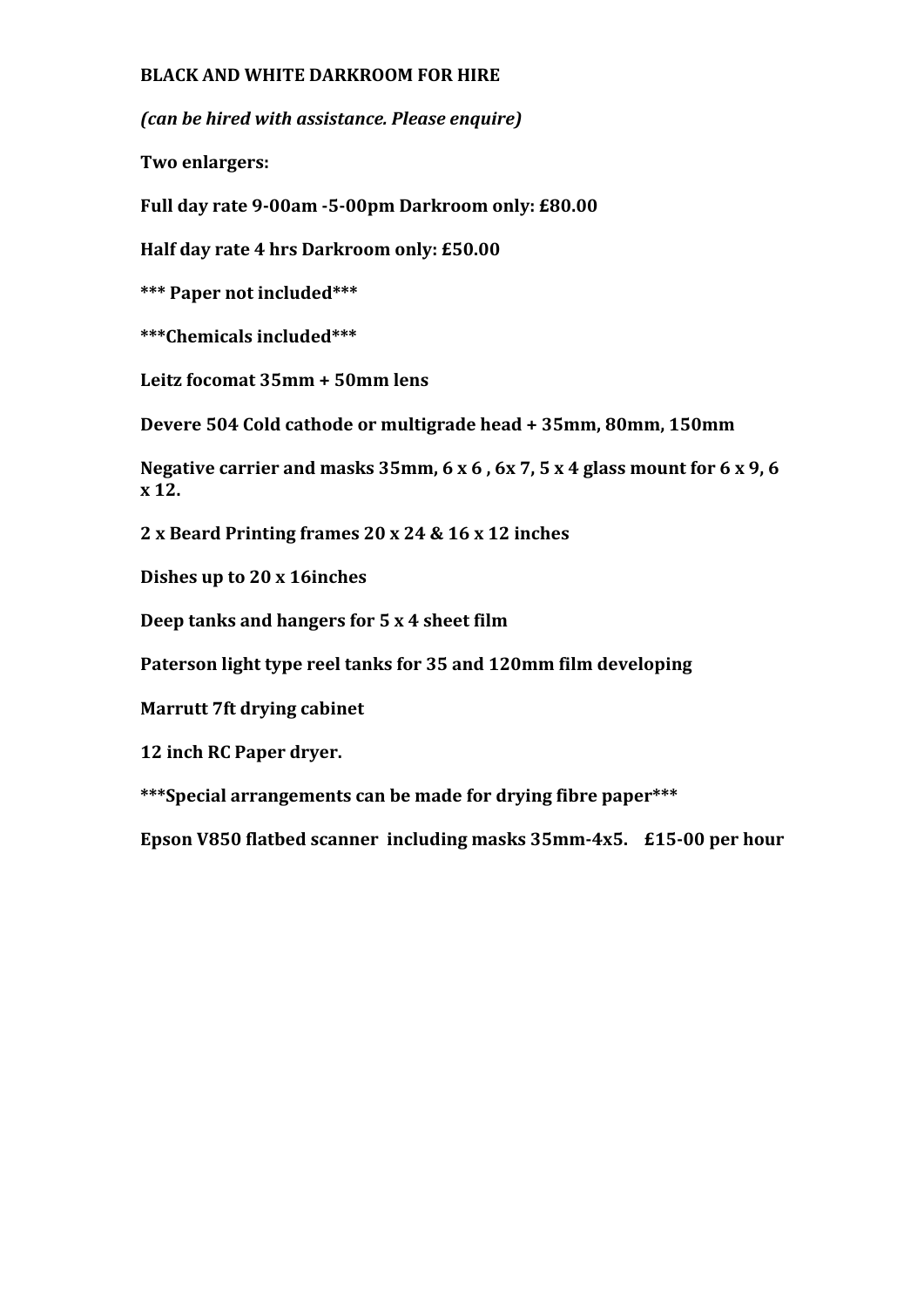**BLACK AND WHITE DARKROOM FOR HIRE**

***(can be hired with assistance. Please enquire)***

**Two enlargers:**

**Full day rate 9-00am -5-00pm Darkroom only: £80.00**

**Half day rate 4 hrs Darkroom only: £50.00**

**\*\*\* Paper not included\*\*\***

**\*\*\*Chemicals included\*\*\***

**Leitz focomat 35mm + 50mm lens**

**Devere 504 Cold cathode or multigrade head + 35mm, 80mm, 150mm**

**Negative carrier and masks 35mm, 6 x 6 , 6x 7, 5 x 4 glass mount for 6 x 9, 6 x 12.**

**2 x Beard Printing frames 20 x 24 & 16 x 12 inches**

**Dishes up to 20 x 16inches**

**Deep tanks and hangers for 5 x 4 sheet film**

**Paterson light type reel tanks for 35 and 120mm film developing**

**Marrutt 7ft drying cabinet**

**12 inch RC Paper dryer.**

**\*\*\*Special arrangements can be made for drying fibre paper\*\*\***

**Epson V850 flatbed scanner including masks 35mm-4x5. £15-00 per hour**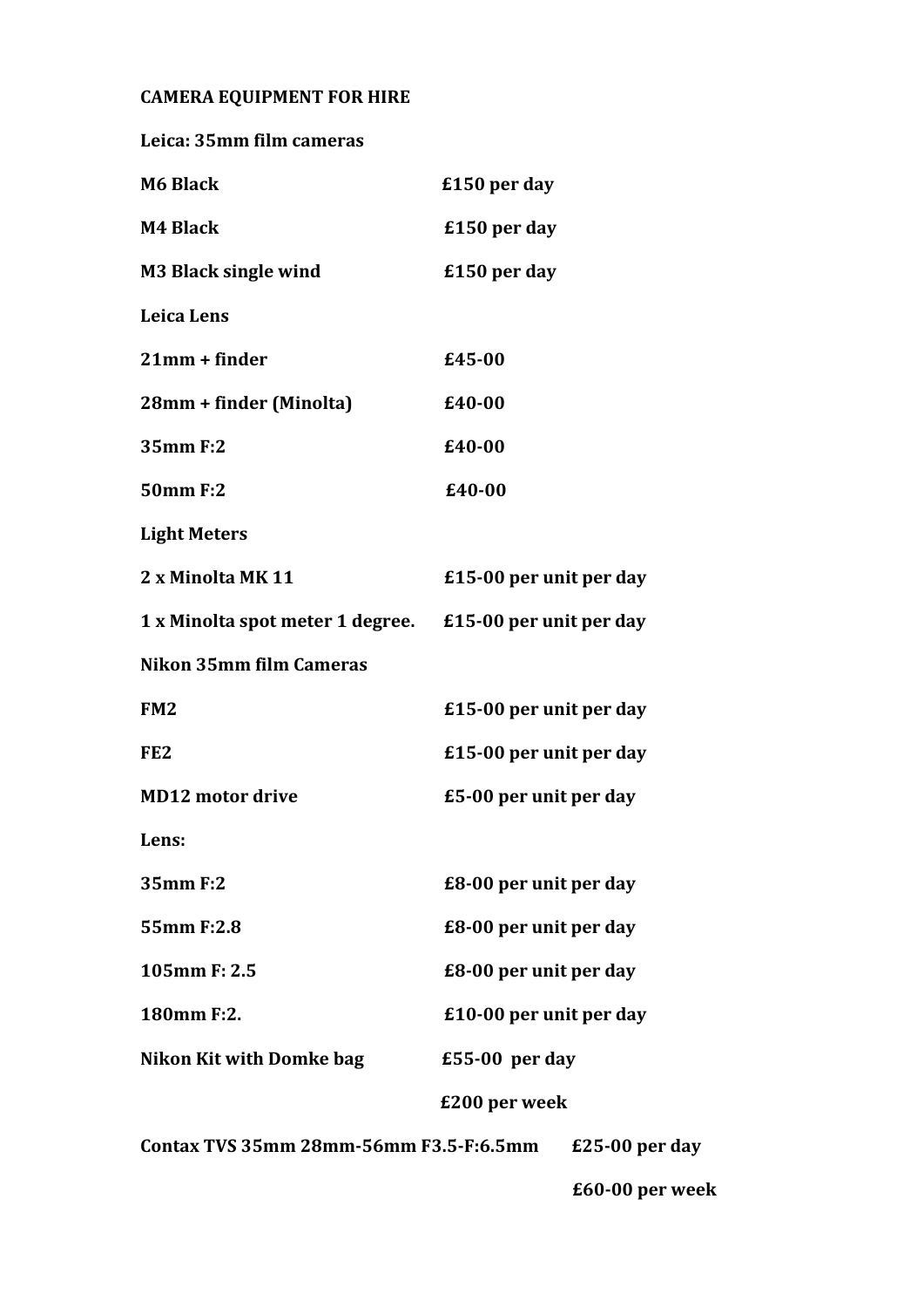**CAMERA EQUIPMENT FOR HIRE**

**Leica: 35mm film cameras**

| | |
|---|---|
| **M6 Black** | **£150 per day** |
| **M4 Black** | **£150 per day** |
| **M3 Black single wind** | **£150 per day** |

**Leica Lens**

| | |
|---|---|
| **21mm + finder** | **£45-00** |
| **28mm + finder (Minolta)** | **£40-00** |
| **35mm F:2** | **£40-00** |
| **50mm F:2** | **£40-00** |

**Light Meters**

| | |
|---|---|
| **2 x Minolta MK 11** | **£15-00 per unit per day** |
| **1 x Minolta spot meter 1 degree.** | **£15-00 per unit per day** |

**Nikon 35mm film Cameras**

| | |
|---|---|
| **FM2** | **£15-00 per unit per day** |
| **FE2** | **£15-00 per unit per day** |
| **MD12 motor drive** | **£5-00 per unit per day** |

**Lens:**

| | |
|---|---|
| **35mm F:2** | **£8-00 per unit per day** |
| **55mm F:2.8** | **£8-00 per unit per day** |
| **105mm F: 2.5** | **£8-00 per unit per day** |
| **180mm F:2.** | **£10-00 per unit per day** |
| **Nikon Kit with Domke bag** | **£55-00 per day** |
| | **£200 per week** |

| | |
|---|---|
| **Contax TVS 35mm 28mm-56mm F3.5-F:6.5mm** | **£25-00 per day** |
| | **£60-00 per week** |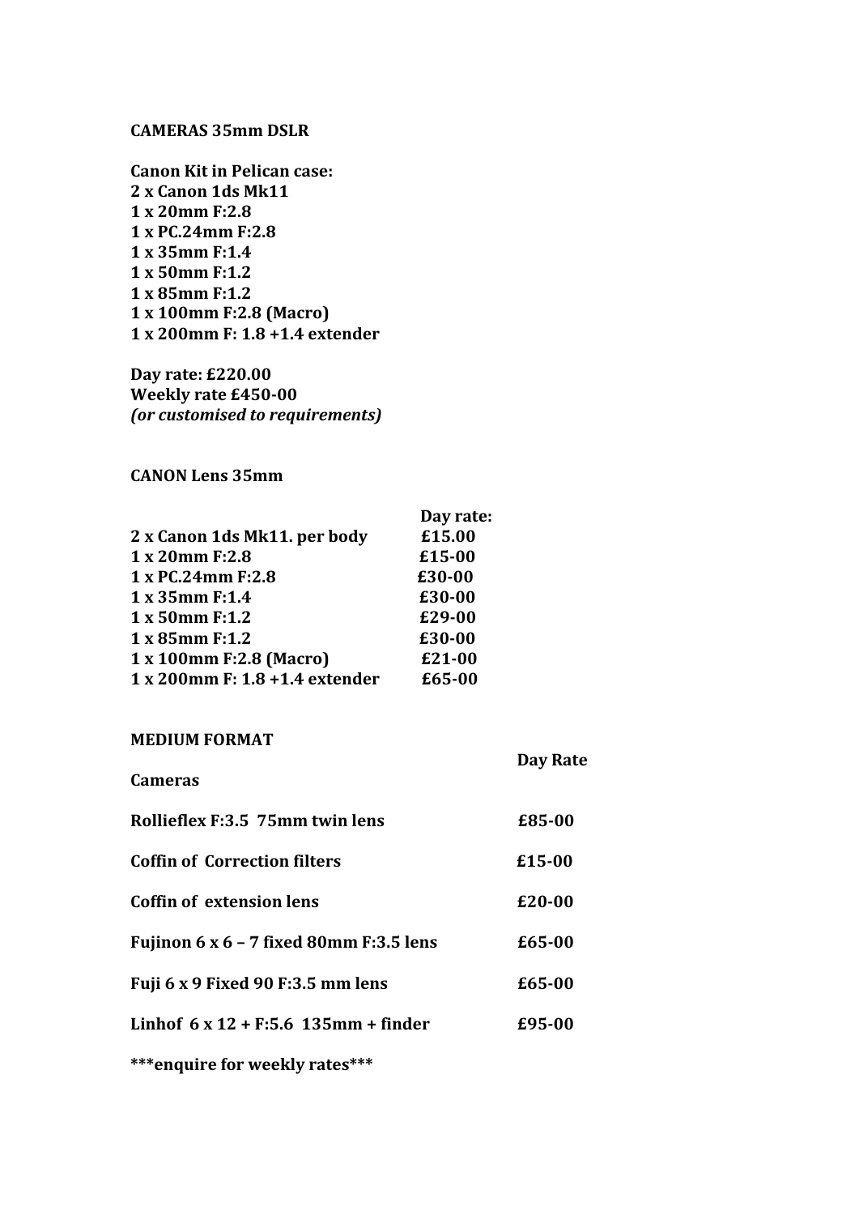**CAMERAS 35mm DSLR**

**Canon Kit in Pelican case:**
**2 x Canon 1ds Mk11**
**1 x 20mm F:2.8**
**1 x PC.24mm F:2.8**
**1 x 35mm F:1.4**
**1 x 50mm F:1.2**
**1 x 85mm F:1.2**
**1 x 100mm F:2.8 (Macro)**
**1 x 200mm F: 1.8 +1.4 extender**

**Day rate: £220.00**
**Weekly rate £450-00**
***(or customised to requirements)***

**CANON Lens 35mm**

| | **Day rate:** |
|---|---|
| **2 x Canon 1ds Mk11. per body** | **£15.00** |
| **1 x 20mm F:2.8** | **£15-00** |
| **1 x PC.24mm F:2.8** | **£30-00** |
| **1 x 35mm F:1.4** | **£30-00** |
| **1 x 50mm F:1.2** | **£29-00** |
| **1 x 85mm F:1.2** | **£30-00** |
| **1 x 100mm F:2.8 (Macro)** | **£21-00** |
| **1 x 200mm F: 1.8 +1.4 extender** | **£65-00** |

**MEDIUM FORMAT**

| **Cameras** | **Day Rate** |
|---|---|
| **Rollieflex F:3.5 75mm twin lens** | **£85-00** |
| **Coffin of Correction filters** | **£15-00** |
| **Coffin of extension lens** | **£20-00** |
| **Fujinon 6 x 6 – 7 fixed 80mm F:3.5 lens** | **£65-00** |
| **Fuji 6 x 9 Fixed 90 F:3.5 mm lens** | **£65-00** |
| **Linhof 6 x 12 + F:5.6 135mm + finder** | **£95-00** |

**\*\*\*enquire for weekly rates\*\*\***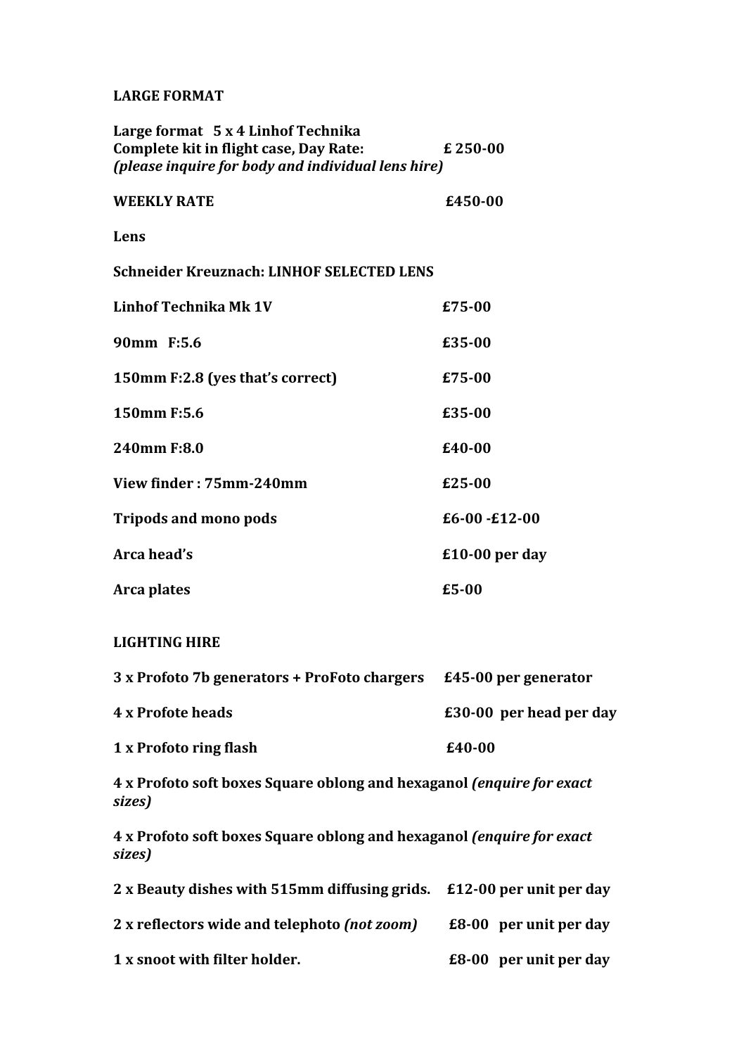**LARGE FORMAT**

**Large format 5 x 4 Linhof Technika**
**Complete kit in flight case, Day Rate: £ 250-00**
***(please inquire for body and individual lens hire)***

| | |
|---|---|
| **WEEKLY RATE** | **£450-00** |

**Lens**

**Schneider Kreuznach: LINHOF SELECTED LENS**

| | |
|---|---|
| **Linhof Technika Mk 1V** | **£75-00** |
| **90mm F:5.6** | **£35-00** |
| **150mm F:2.8 (yes that's correct)** | **£75-00** |
| **150mm F:5.6** | **£35-00** |
| **240mm F:8.0** | **£40-00** |
| **View finder : 75mm-240mm** | **£25-00** |
| **Tripods and mono pods** | **£6-00 -£12-00** |
| **Arca head's** | **£10-00 per day** |
| **Arca plates** | **£5-00** |

**LIGHTING HIRE**

| | |
|---|---|
| **3 x Profoto 7b generators + ProFoto chargers** | **£45-00 per generator** |
| **4 x Profote heads** | **£30-00 per head per day** |
| **1 x Profoto ring flash** | **£40-00** |

**4 x Profoto soft boxes Square oblong and hexaganol *(enquire for exact sizes)***

**4 x Profoto soft boxes Square oblong and hexaganol *(enquire for exact sizes)***

| | |
|---|---|
| **2 x Beauty dishes with 515mm diffusing grids.** | **£12-00 per unit per day** |
| **2 x reflectors wide and telephoto *(not zoom)*** | **£8-00 per unit per day** |
| **1 x snoot with filter holder.** | **£8-00 per unit per day** |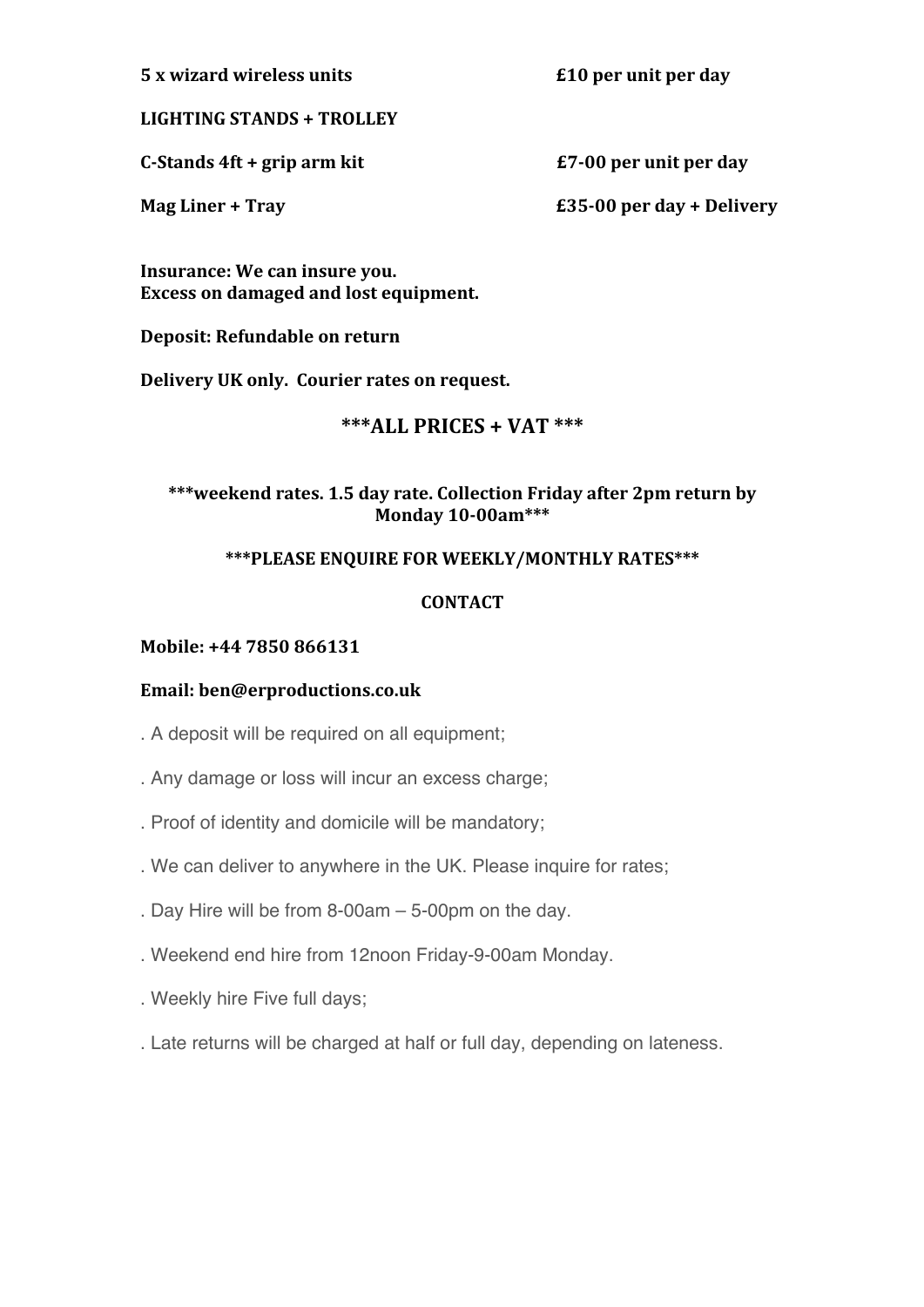| | |
|---|---|
| **5 x wizard wireless units** | **£10 per unit per day** |
| **LIGHTING STANDS + TROLLEY** | |
| **C-Stands 4ft + grip arm kit** | **£7-00 per unit per day** |
| **Mag Liner + Tray** | **£35-00 per day + Delivery** |

**Insurance: We can insure you.**
**Excess on damaged and lost equipment.**

**Deposit: Refundable on return**

**Delivery UK only. Courier rates on request.**

## ***ALL PRICES + VAT ***

**\*\*\*weekend rates. 1.5 day rate. Collection Friday after 2pm return by Monday 10-00am\*\*\***

**\*\*\*PLEASE ENQUIRE FOR WEEKLY/MONTHLY RATES\*\*\***

**CONTACT**

**Mobile: +44 7850 866131**

**Email: ben@erproductions.co.uk**

. A deposit will be required on all equipment;

. Any damage or loss will incur an excess charge;

. Proof of identity and domicile will be mandatory;

. We can deliver to anywhere in the UK. Please inquire for rates;

. Day Hire will be from 8-00am – 5-00pm on the day.

. Weekend end hire from 12noon Friday-9-00am Monday.

. Weekly hire Five full days;

. Late returns will be charged at half or full day, depending on lateness.